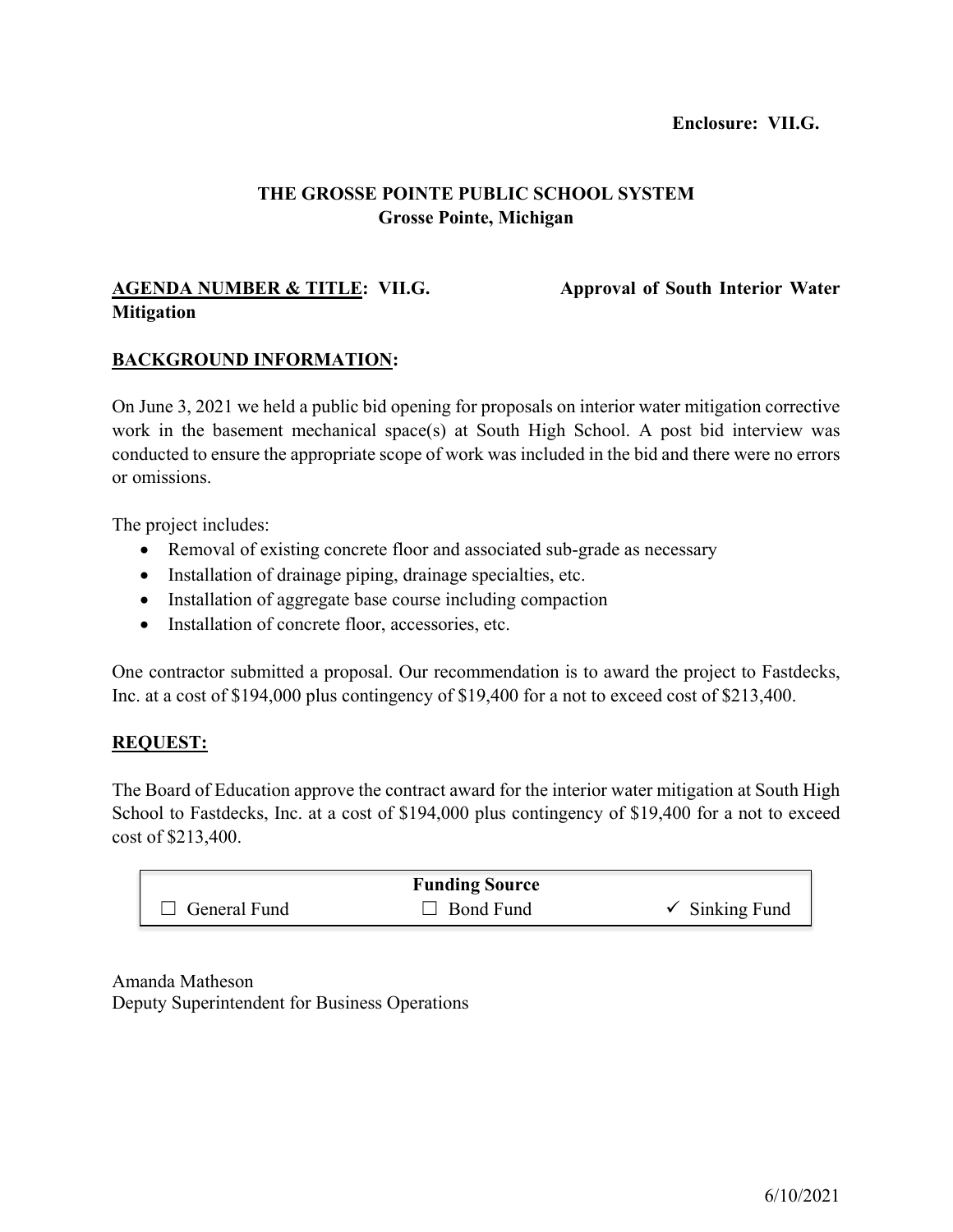**Enclosure: VII.G.**

# THE GROSSE POINTE PUBLIC SCHOOL SYSTEM
## Grosse Pointe, Michigan

**AGENDA NUMBER & TITLE: VII.G. Approval of South Interior Water Mitigation**

**BACKGROUND INFORMATION:**

On June 3, 2021 we held a public bid opening for proposals on interior water mitigation corrective work in the basement mechanical space(s) at South High School. A post bid interview was conducted to ensure the appropriate scope of work was included in the bid and there were no errors or omissions.

The project includes:

- Removal of existing concrete floor and associated sub-grade as necessary
- Installation of drainage piping, drainage specialties, etc.
- Installation of aggregate base course including compaction
- Installation of concrete floor, accessories, etc.

One contractor submitted a proposal. Our recommendation is to award the project to Fastdecks, Inc. at a cost of $194,000 plus contingency of $19,400 for a not to exceed cost of $213,400.

**REQUEST:**

The Board of Education approve the contract award for the interior water mitigation at South High School to Fastdecks, Inc. at a cost of $194,000 plus contingency of $19,400 for a not to exceed cost of $213,400.

| Funding Source | | |
|---|---|---|
| ☐ General Fund | ☐ Bond Fund | ✓ Sinking Fund |

Amanda Matheson
Deputy Superintendent for Business Operations

6/10/2021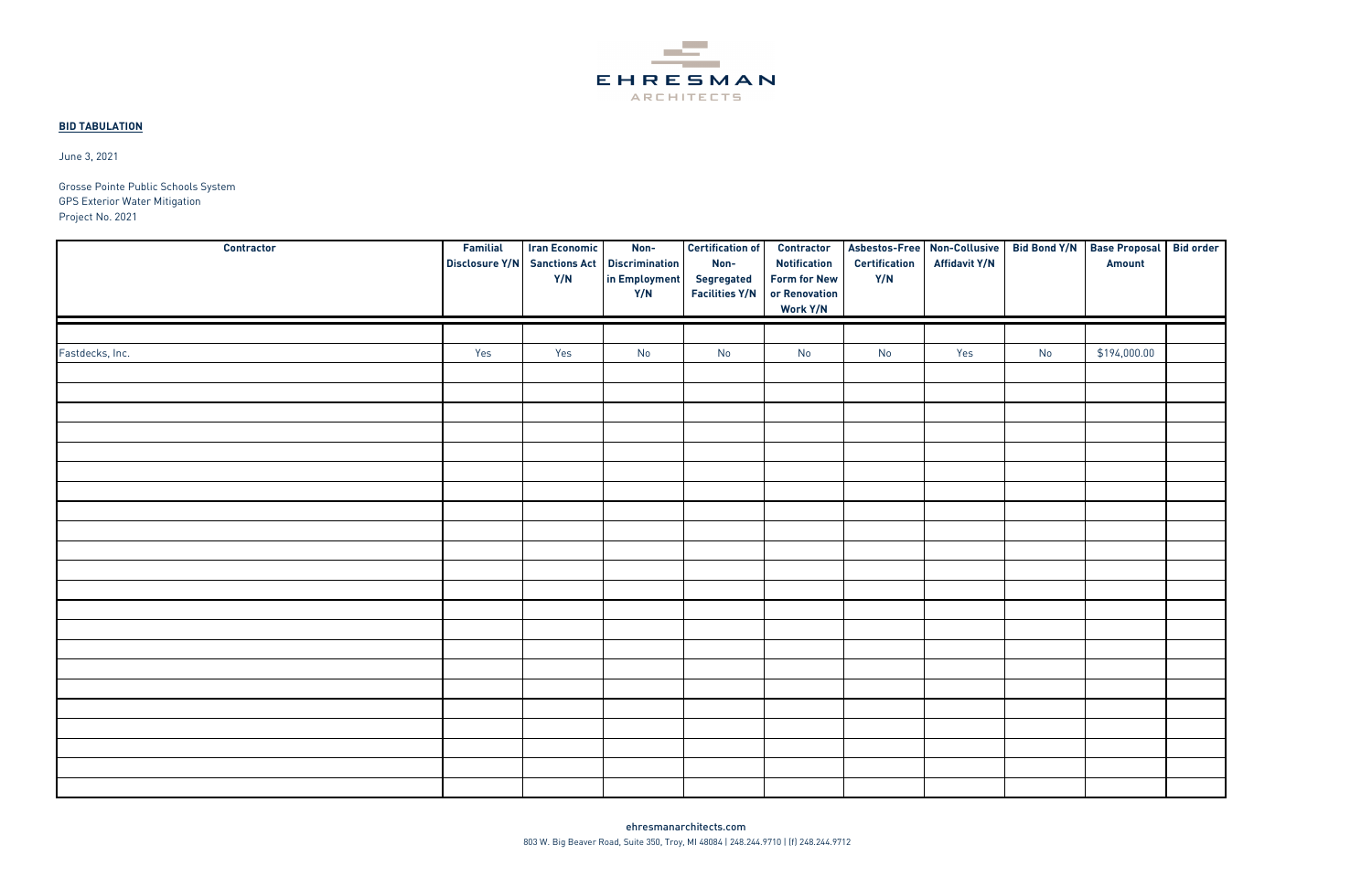EHRESMAN
ARCHITECTS

**BID TABULATION**

June 3, 2021

Grosse Pointe Public Schools System
GPS Exterior Water Mitigation
Project No. 2021

| Contractor | Familial Disclosure Y/N | Iran Economic Sanctions Act Y/N | Non-Discrimination in Employment Y/N | Certification of Non-Segregated Facilities Y/N | Contractor Notification Form for New or Renovation Work Y/N | Asbestos-Free Certification Y/N | Non-Collusive Affidavit Y/N | Bid Bond Y/N | Base Proposal Amount | Bid order |
|---|---|---|---|---|---|---|---|---|---|---|
| Fastdecks, Inc. | Yes | Yes | No | No | No | No | Yes | No | $194,000.00 | |

ehresmanarchitects.com
803 W. Big Beaver Road, Suite 350, Troy, MI 48084 | 248.244.9710 | (f) 248.244.9712